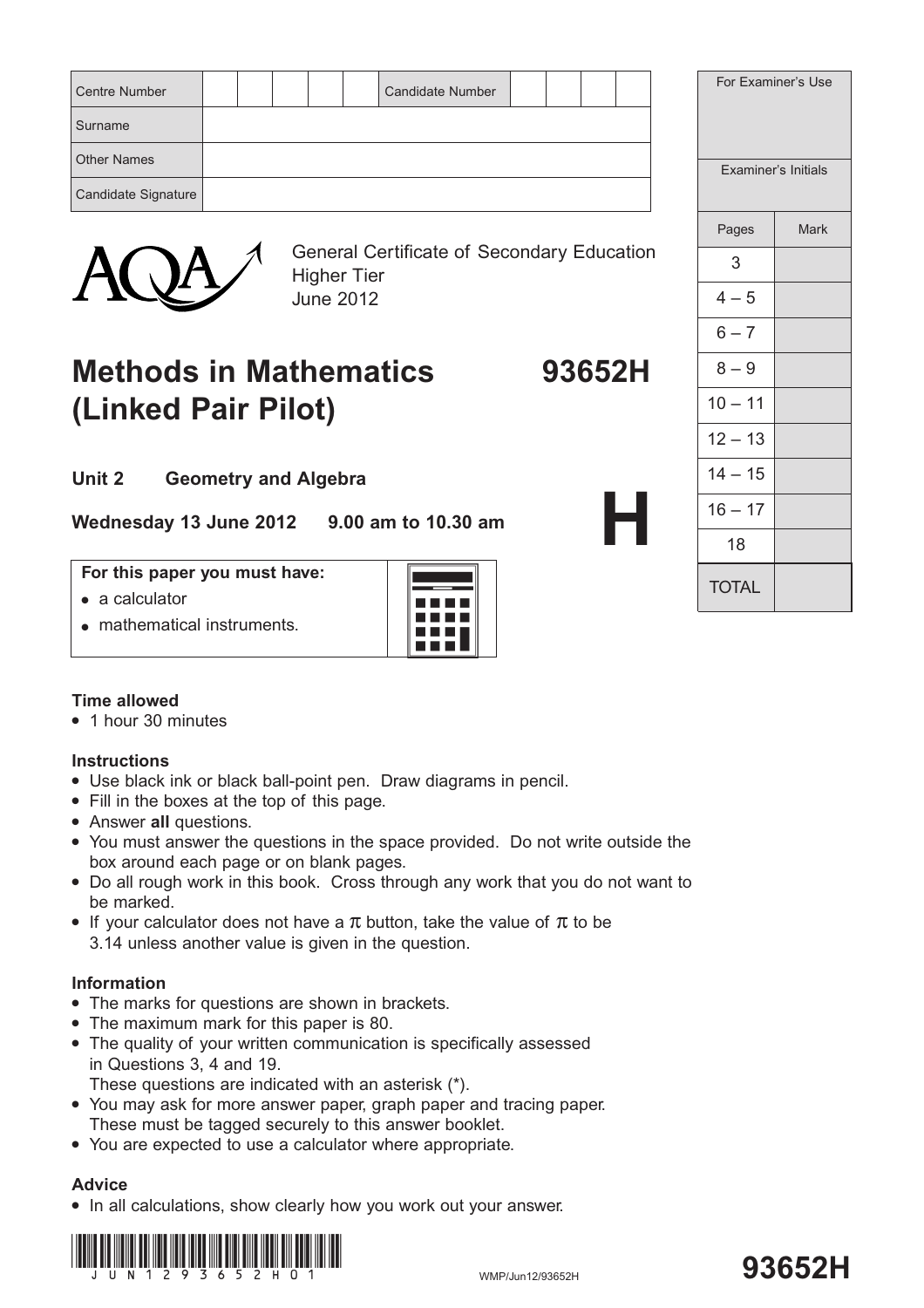| Centre Number | | | | | | Candidate Number | | | | |
|---|---|---|---|---|---|---|---|---|---|---|
| Surname | | | | | | | | | | |
| Other Names | | | | | | | | | | |
| Candidate Signature | | | | | | | | | | |

| For Examiner's Use | |
|---|---|
| Examiner's Initials | |
| Pages | Mark |
| 3 | |
| 4 – 5 | |
| 6 – 7 | |
| 8 – 9 | |
| 10 – 11 | |
| 12 – 13 | |
| 14 – 15 | |
| 16 – 17 | |
| 18 | |
| TOTAL | |

AQA

General Certificate of Secondary Education
Higher Tier
June 2012

# Methods in Mathematics (Linked Pair Pilot) 93652H

## Unit 2 Geometry and Algebra

**Wednesday 13 June 2012 9.00 am to 10.30 am**

# H

**For this paper you must have:**
- a calculator
- mathematical instruments.

### Time allowed
- 1 hour 30 minutes

### Instructions
- Use black ink or black ball-point pen. Draw diagrams in pencil.
- Fill in the boxes at the top of this page.
- Answer **all** questions.
- You must answer the questions in the space provided. Do not write outside the box around each page or on blank pages.
- Do all rough work in this book. Cross through any work that you do not want to be marked.
- If your calculator does not have a $\pi$ button, take the value of $\pi$ to be 3.14 unless another value is given in the question.

### Information
- The marks for questions are shown in brackets.
- The maximum mark for this paper is 80.
- The quality of your written communication is specifically assessed in Questions 3, 4 and 19. These questions are indicated with an asterisk (*).
- You may ask for more answer paper, graph paper and tracing paper. These must be tagged securely to this answer booklet.
- You are expected to use a calculator where appropriate.

### Advice
- In all calculations, show clearly how you work out your answer.

WMP/Jun12/93652H

**93652H**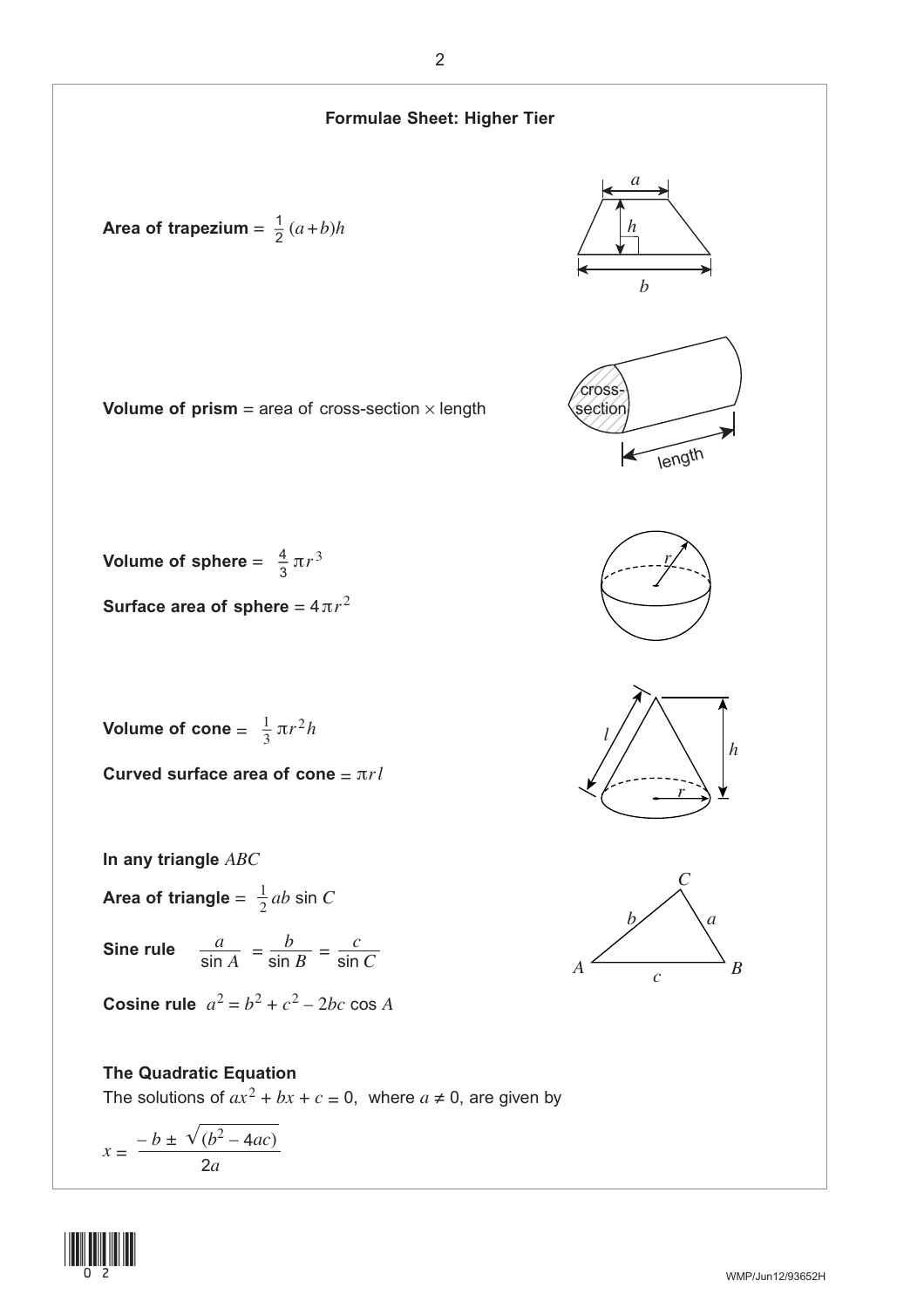## Formulae Sheet: Higher Tier

**Area of trapezium** = $\frac{1}{2}(a+b)h$

**Volume of prism** = area of cross-section × length

**Volume of sphere** = $\frac{4}{3}\pi r^3$

**Surface area of sphere** = $4\pi r^2$

**Volume of cone** = $\frac{1}{3}\pi r^2 h$

**Curved surface area of cone** = $\pi r l$

**In any triangle** $ABC$

**Area of triangle** = $\frac{1}{2}ab \sin C$

**Sine rule** $\frac{a}{\sin A} = \frac{b}{\sin B} = \frac{c}{\sin C}$

**Cosine rule** $a^2 = b^2 + c^2 - 2bc \cos A$

**The Quadratic Equation**

The solutions of $ax^2 + bx + c = 0$, where $a \neq 0$, are given by

$$x = \frac{-b \pm \sqrt{(b^2 - 4ac)}}{2a}$$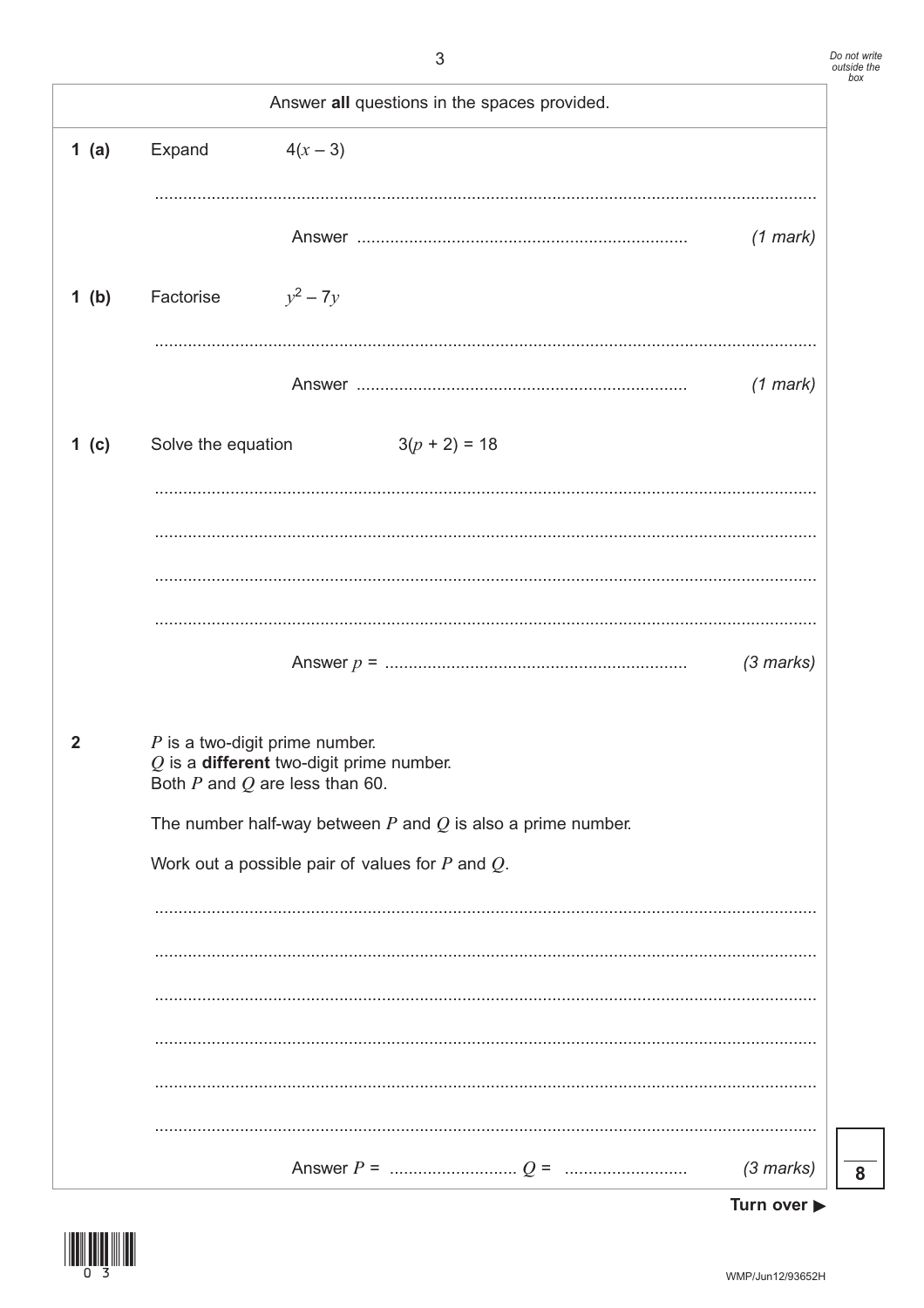Answer **all** questions in the spaces provided.

**1 (a)** Expand $4(x - 3)$

Answer ..................................................................... *(1 mark)*

**1 (b)** Factorise $y^2 - 7y$

Answer ..................................................................... *(1 mark)*

**1 (c)** Solve the equation $3(p + 2) = 18$

Answer $p$ = ............................................................... *(3 marks)*

**2** $P$ is a two-digit prime number.
$Q$ is a **different** two-digit prime number.
Both $P$ and $Q$ are less than 60.

The number half-way between $P$ and $Q$ is also a prime number.

Work out a possible pair of values for $P$ and $Q$.

Answer $P$ = ........................... $Q$ = .......................... *(3 marks)*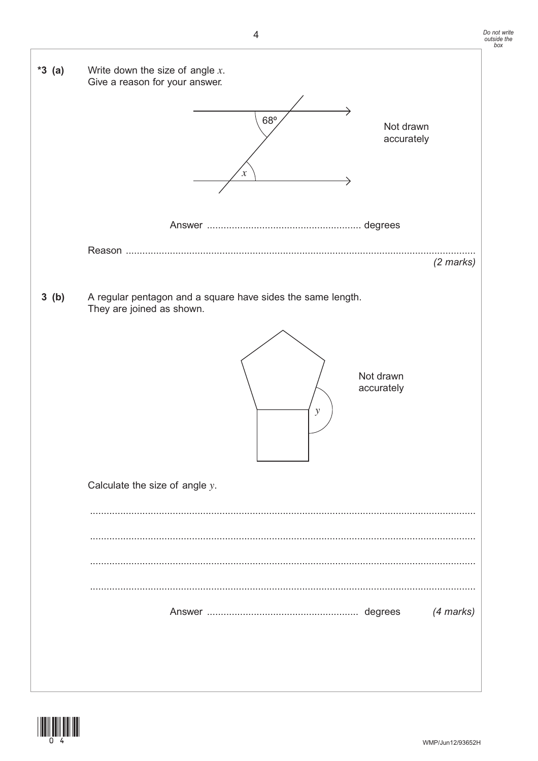**\*3 (a)** Write down the size of angle $x$.
Give a reason for your answer.

68°

$x$

Not drawn accurately

Answer ....................................................... degrees

Reason ...............................................................................................................................

*(2 marks)*

**3 (b)** A regular pentagon and a square have sides the same length.
They are joined as shown.

$y$

Not drawn accurately

Calculate the size of angle $y$.

...............................................................................................................................

...............................................................................................................................

...............................................................................................................................

...............................................................................................................................

Answer ....................................................... degrees *(4 marks)*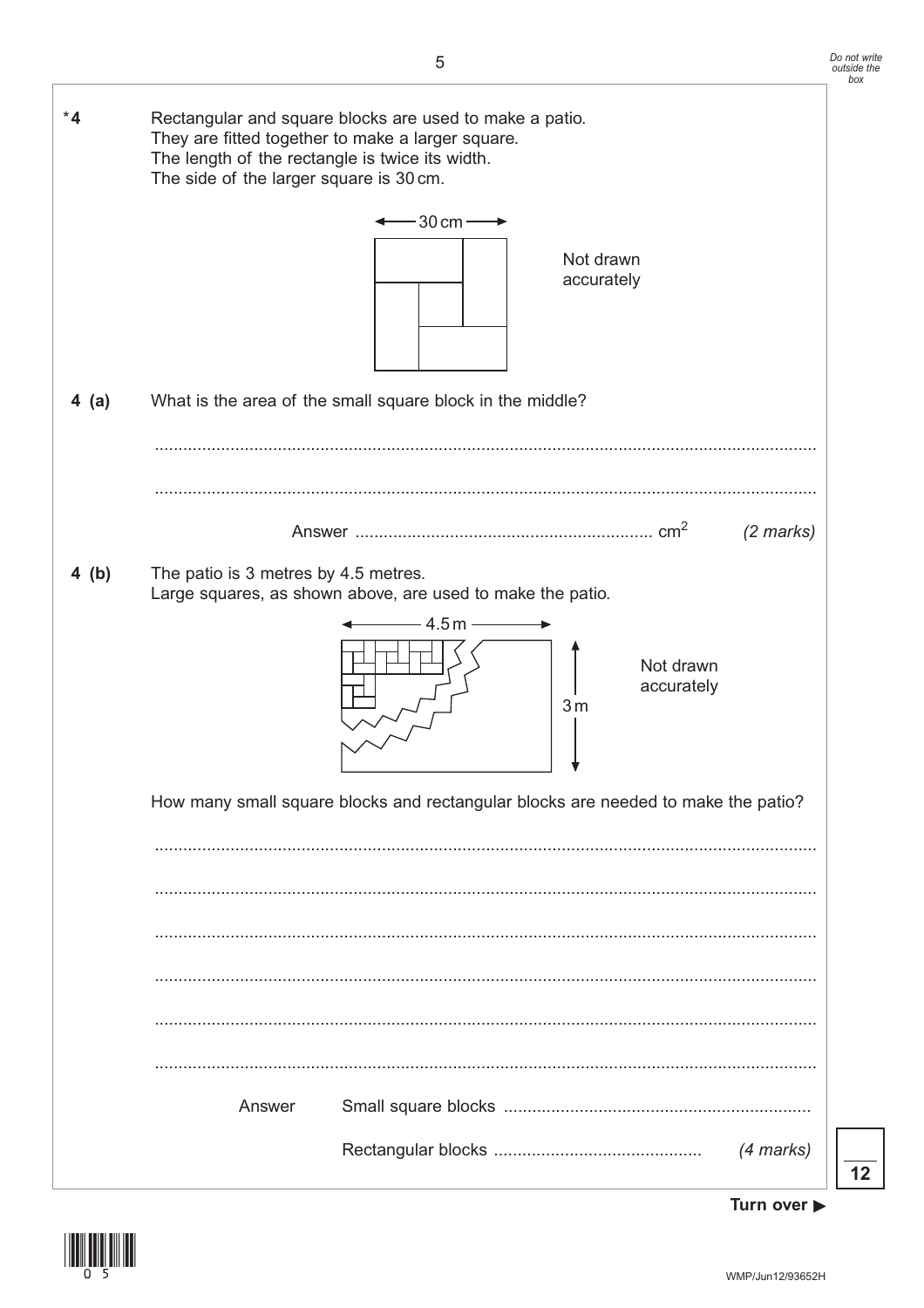*4 Rectangular and square blocks are used to make a patio.
They are fitted together to make a larger square.
The length of the rectangle is twice its width.
The side of the larger square is 30 cm.

30 cm

Not drawn accurately

**4 (a)** What is the area of the small square block in the middle?

..........................................................................................................................................

..........................................................................................................................................

Answer .............................................................. $cm^2$ *(2 marks)*

**4 (b)** The patio is 3 metres by 4.5 metres.
Large squares, as shown above, are used to make the patio.

4.5 m

3 m

Not drawn accurately

How many small square blocks and rectangular blocks are needed to make the patio?

..........................................................................................................................................

..........................................................................................................................................

..........................................................................................................................................

..........................................................................................................................................

..........................................................................................................................................

..........................................................................................................................................

Answer Small square blocks ................................................................

Rectangular blocks ............................................ *(4 marks)*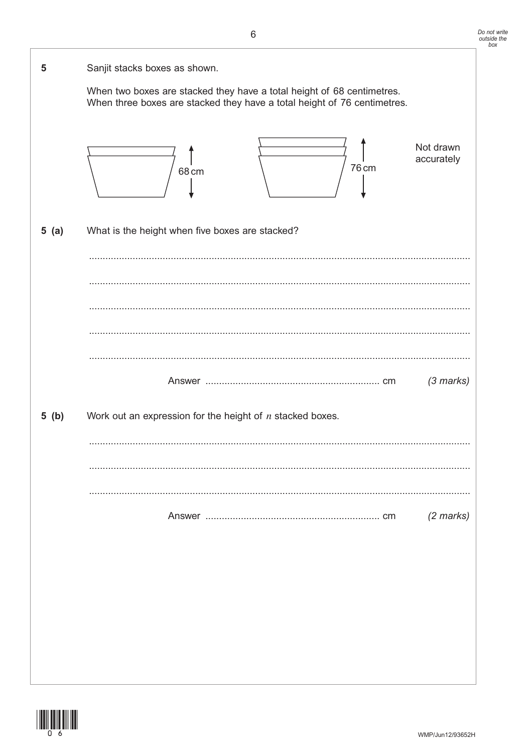**5** Sanjit stacks boxes as shown.

When two boxes are stacked they have a total height of 68 centimetres.
When three boxes are stacked they have a total height of 76 centimetres.

68 cm

76 cm

Not drawn accurately

**5 (a)** What is the height when five boxes are stacked?

.......................................................................................................................................

.......................................................................................................................................

.......................................................................................................................................

.......................................................................................................................................

.......................................................................................................................................

Answer ............................................................... cm *(3 marks)*

**5 (b)** Work out an expression for the height of $n$ stacked boxes.

.......................................................................................................................................

.......................................................................................................................................

.......................................................................................................................................

Answer ............................................................... cm *(2 marks)*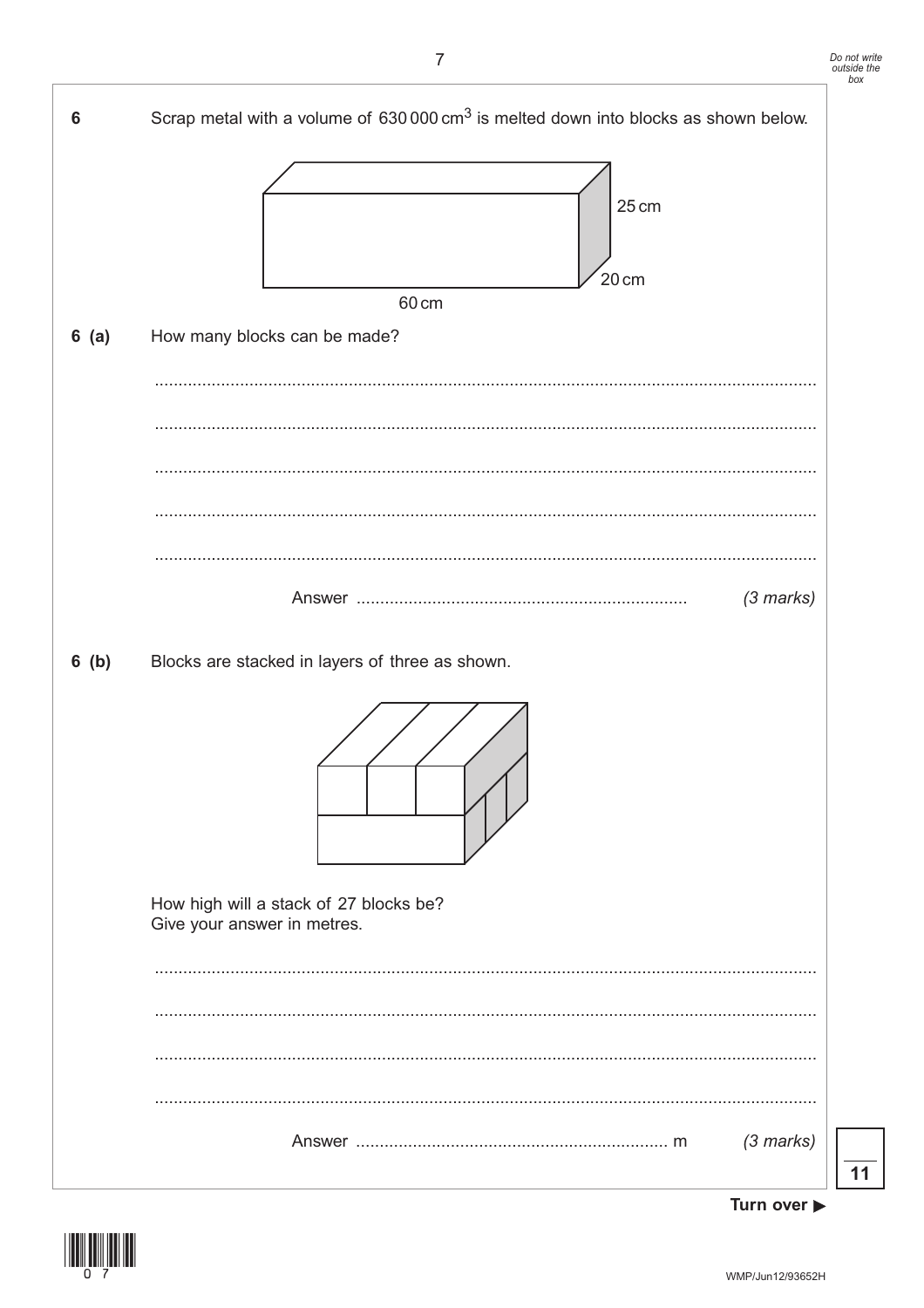**6** Scrap metal with a volume of $630\,000\text{ cm}^3$ is melted down into blocks as shown below.

25 cm

20 cm

60 cm

**6 (a)** How many blocks can be made?

.......................................................................................................................................

.......................................................................................................................................

.......................................................................................................................................

.......................................................................................................................................

.......................................................................................................................................

Answer ...................................................................... *(3 marks)*

**6 (b)** Blocks are stacked in layers of three as shown.

How high will a stack of 27 blocks be?
Give your answer in metres.

.......................................................................................................................................

.......................................................................................................................................

.......................................................................................................................................

.......................................................................................................................................

Answer ................................................................... m *(3 marks)*

**11**

**Turn over ▶**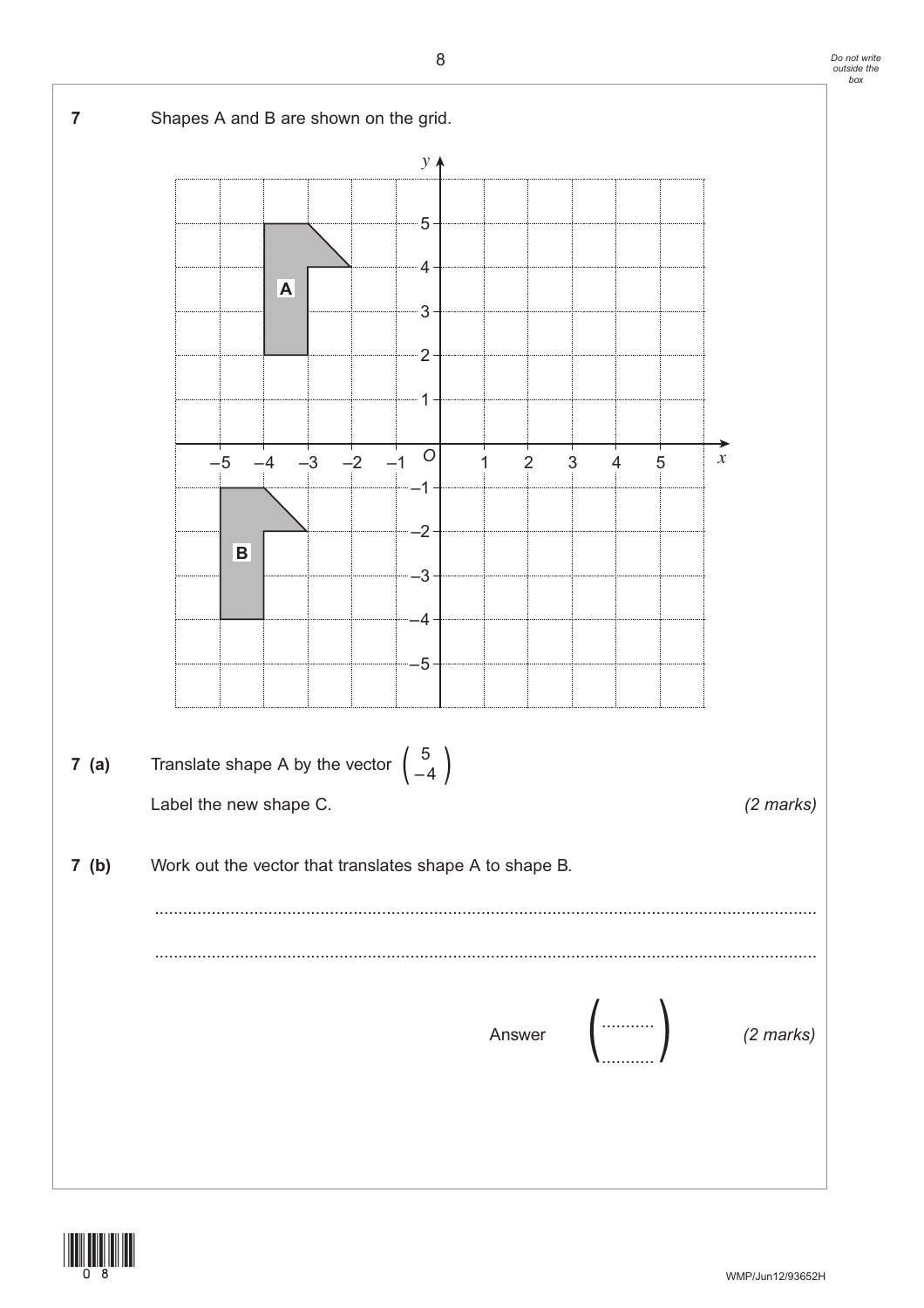**7** Shapes A and B are shown on the grid.

**7 (a)** Translate shape A by the vector $\begin{pmatrix} 5 \\ -4 \end{pmatrix}$

Label the new shape C.

*(2 marks)*

**7 (b)** Work out the vector that translates shape A to shape B.

.......................................................................................................................................

.......................................................................................................................................

Answer $\begin{pmatrix} \ldots\ldots\ldots \\ \ldots\ldots\ldots \end{pmatrix}$ *(2 marks)*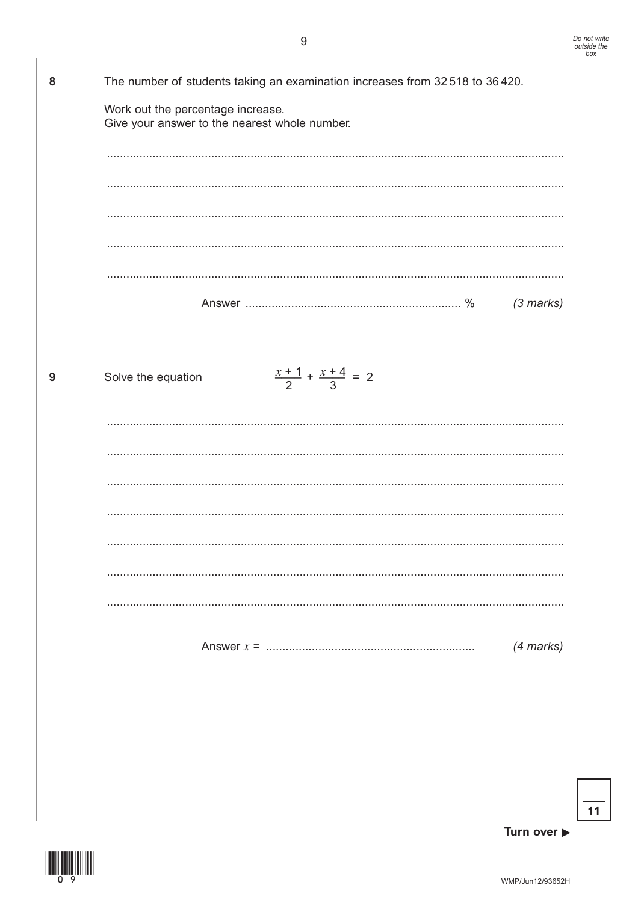**8** The number of students taking an examination increases from 32 518 to 36 420.

Work out the percentage increase.
Give your answer to the nearest whole number.

Answer ................................................................ % *(3 marks)*

**9** Solve the equation $\frac{x+1}{2} + \frac{x+4}{3} = 2$

Answer $x$ = ................................................................ *(4 marks)*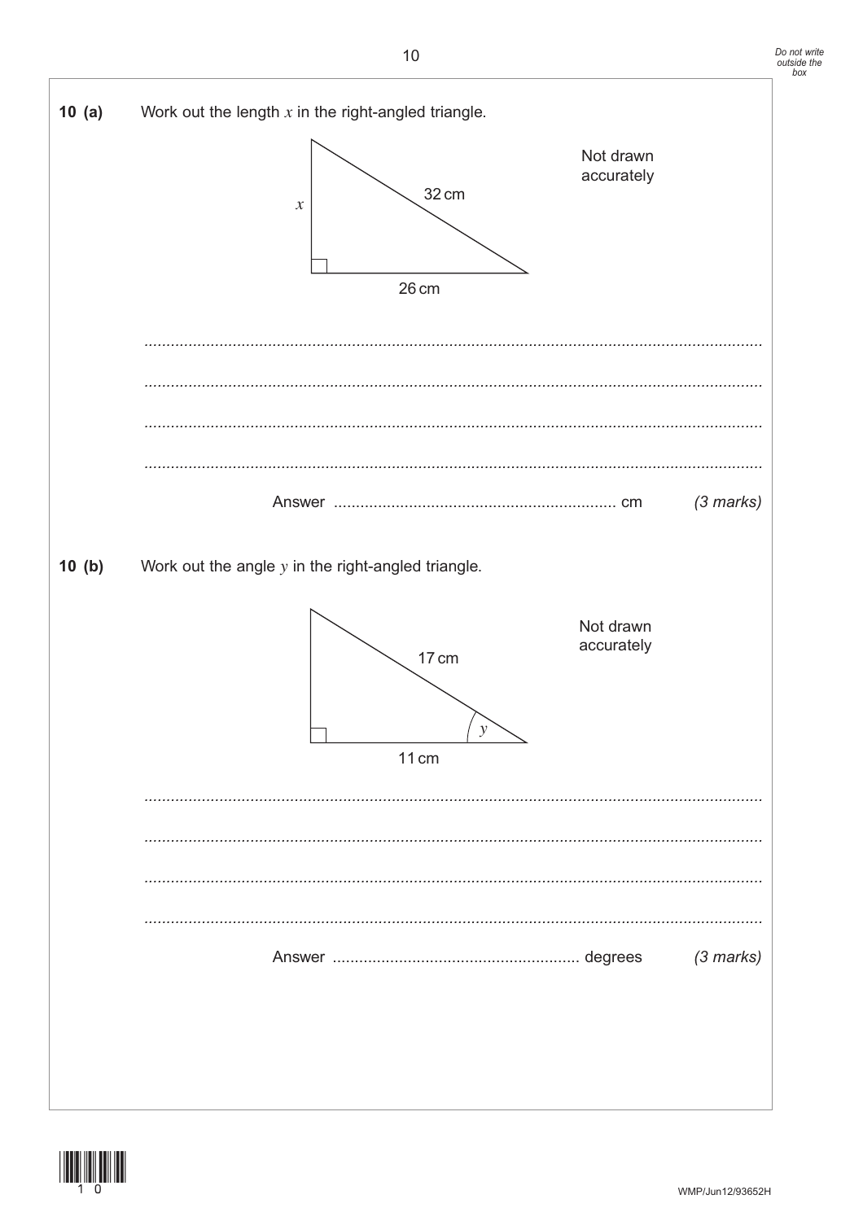**10 (a)** Work out the length $x$ in the right-angled triangle.

Not drawn accurately

$x$

32 cm

26 cm

...........................................................................................................................................

...........................................................................................................................................

...........................................................................................................................................

...........................................................................................................................................

Answer ............................................................... cm *(3 marks)*

**10 (b)** Work out the angle $y$ in the right-angled triangle.

Not drawn accurately

17 cm

$y$

11 cm

...........................................................................................................................................

...........................................................................................................................................

...........................................................................................................................................

...........................................................................................................................................

Answer ....................................................... degrees *(3 marks)*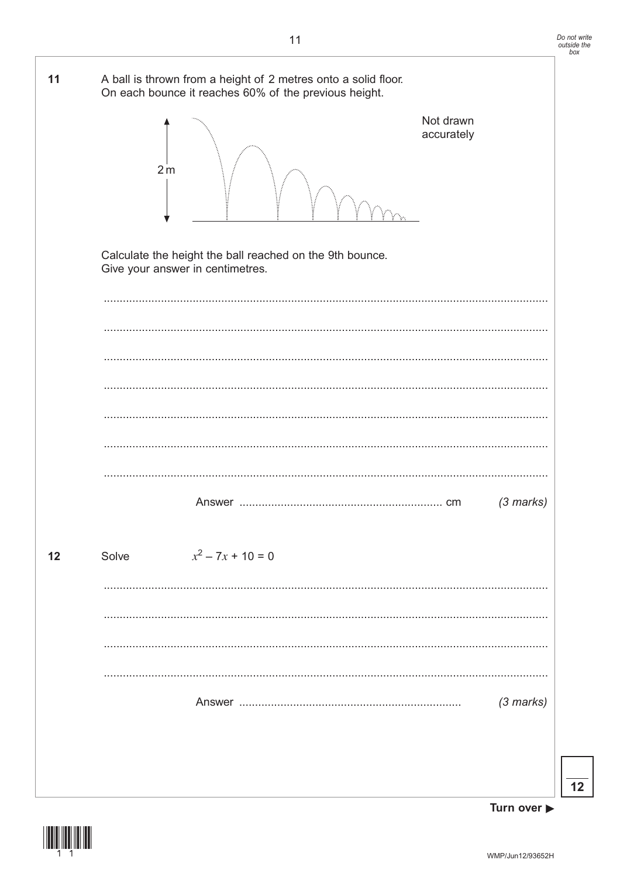**11** A ball is thrown from a height of 2 metres onto a solid floor.
On each bounce it reaches 60% of the previous height.

Not drawn accurately

2 m

Calculate the height the ball reached on the 9th bounce.
Give your answer in centimetres.

Answer .............................................................. cm *(3 marks)*

**12** Solve $x^2 - 7x + 10 = 0$

Answer .............................................................. *(3 marks)*

Do not write outside the box

12

Turn over ▶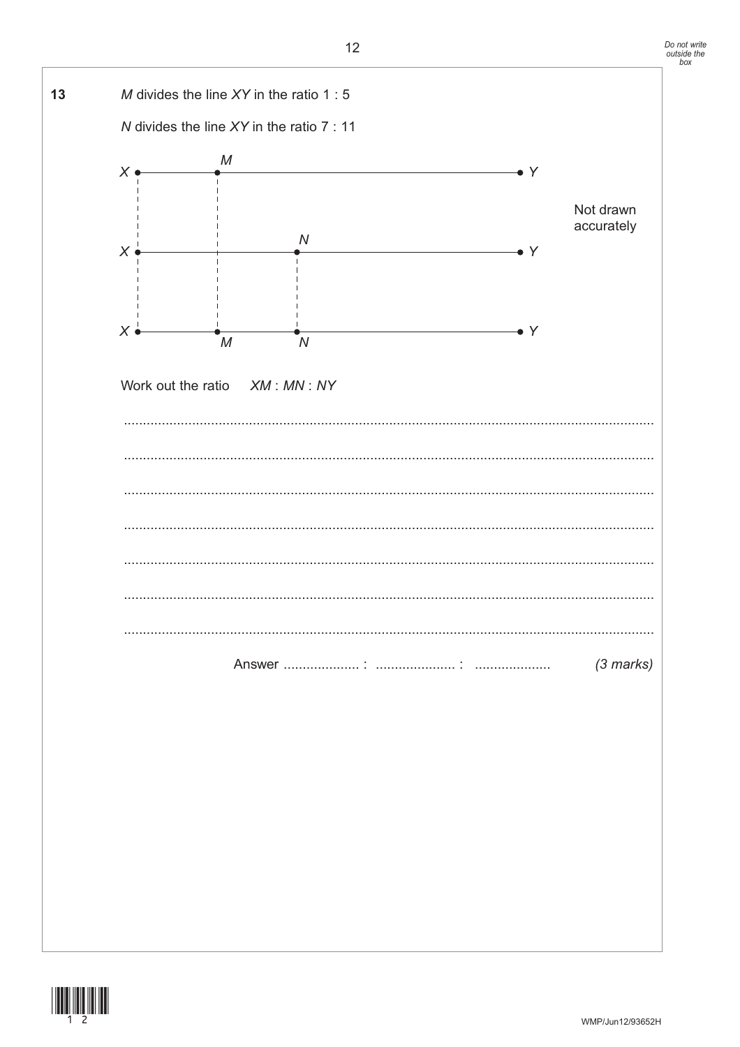**13** $M$ divides the line $XY$ in the ratio 1 : 5

$N$ divides the line $XY$ in the ratio 7 : 11

Not drawn accurately

Work out the ratio $XM : MN : NY$

Answer .................... : .................... : .................... *(3 marks)*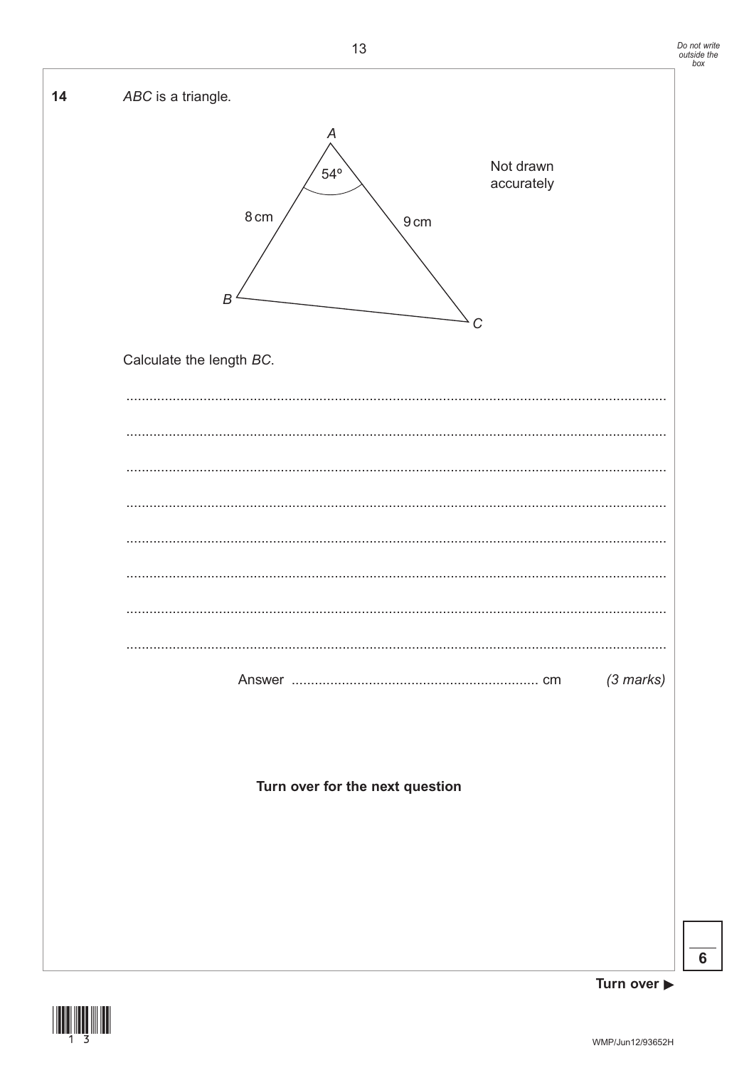**14** $ABC$ is a triangle.

A

54°

8 cm

9 cm

B

C

Not drawn accurately

Calculate the length $BC$.

..........................................................................................................................................

..........................................................................................................................................

..........................................................................................................................................

..........................................................................................................................................

..........................................................................................................................................

..........................................................................................................................................

..........................................................................................................................................

..........................................................................................................................................

Answer ............................................................... cm *(3 marks)*

**Turn over for the next question**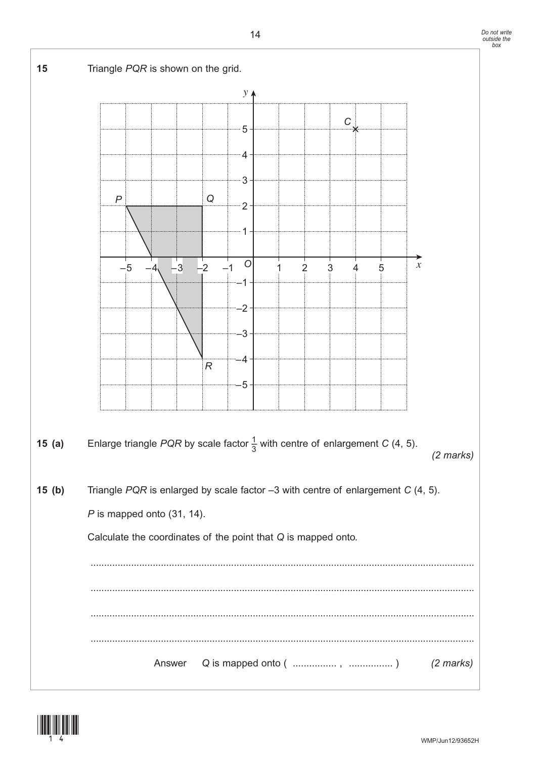**15** Triangle *PQR* is shown on the grid.

**15 (a)** Enlarge triangle *PQR* by scale factor $\frac{1}{3}$ with centre of enlargement *C* (4, 5). *(2 marks)*

**15 (b)** Triangle *PQR* is enlarged by scale factor –3 with centre of enlargement *C* (4, 5).

*P* is mapped onto (31, 14).

Calculate the coordinates of the point that *Q* is mapped onto.

...........................................................................................................................................

...........................................................................................................................................

...........................................................................................................................................

...........................................................................................................................................

Answer *Q* is mapped onto ( ................ , ................ ) *(2 marks)*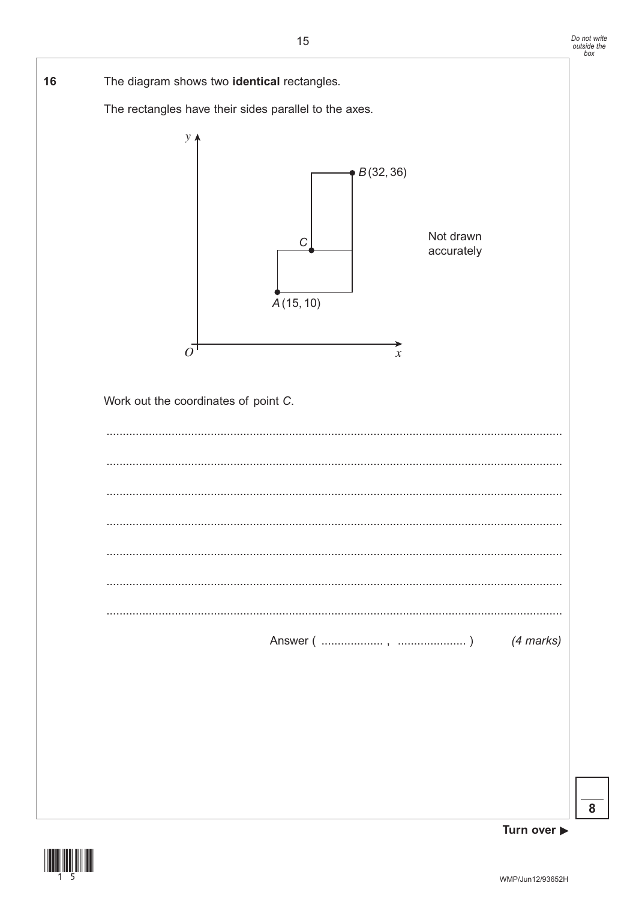**16** The diagram shows two **identical** rectangles.

The rectangles have their sides parallel to the axes.

Work out the coordinates of point $C$.

.......................................................................................................................................

.......................................................................................................................................

.......................................................................................................................................

.......................................................................................................................................

.......................................................................................................................................

.......................................................................................................................................

.......................................................................................................................................

Answer ( ................... , ..................... ) *(4 marks)*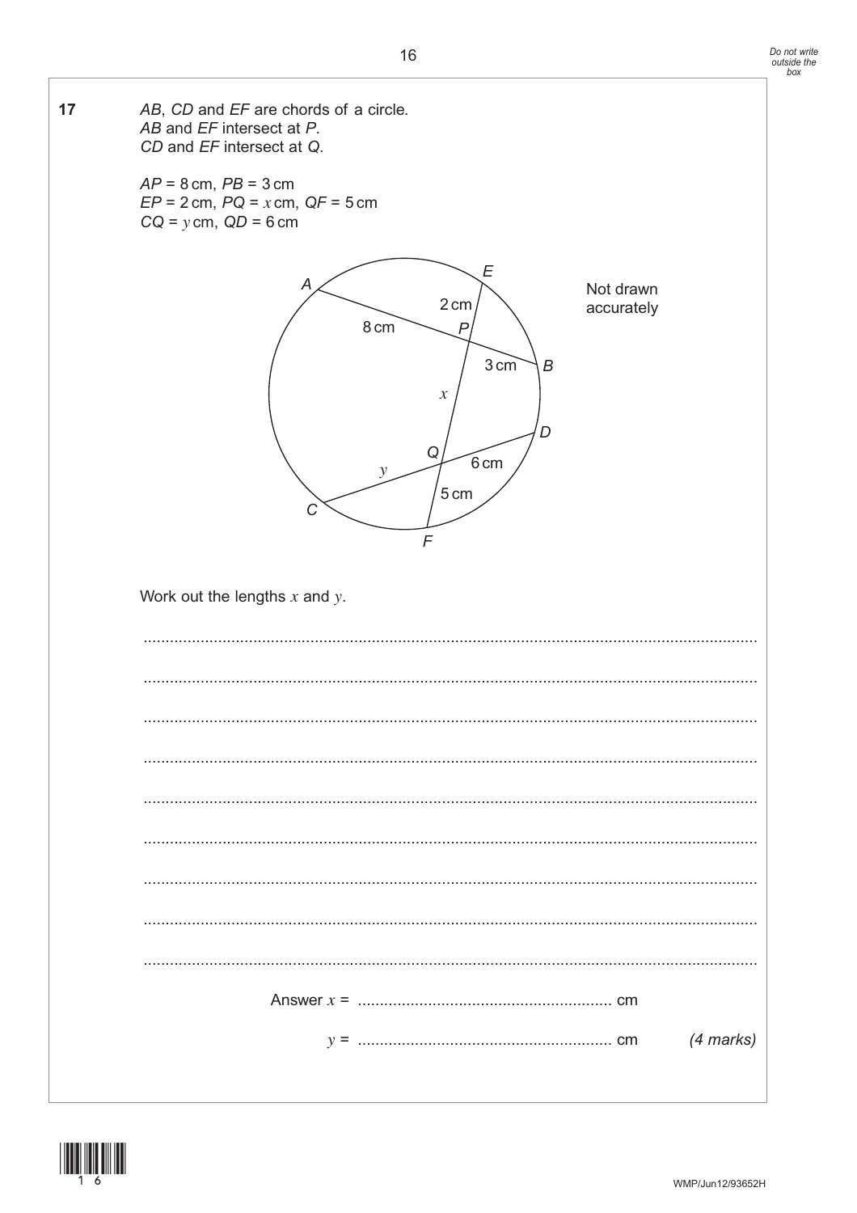**17** $AB$, $CD$ and $EF$ are chords of a circle.
$AB$ and $EF$ intersect at $P$.
$CD$ and $EF$ intersect at $Q$.

$AP = 8$ cm, $PB = 3$ cm
$EP = 2$ cm, $PQ = x$ cm, $QF = 5$ cm
$CQ = y$ cm, $QD = 6$ cm

Not drawn accurately

Work out the lengths $x$ and $y$.

..........................................................................................................................................

..........................................................................................................................................

..........................................................................................................................................

..........................................................................................................................................

..........................................................................................................................................

..........................................................................................................................................

..........................................................................................................................................

..........................................................................................................................................

..........................................................................................................................................

Answer $x$ = .......................................................... cm

$y$ = .......................................................... cm *(4 marks)*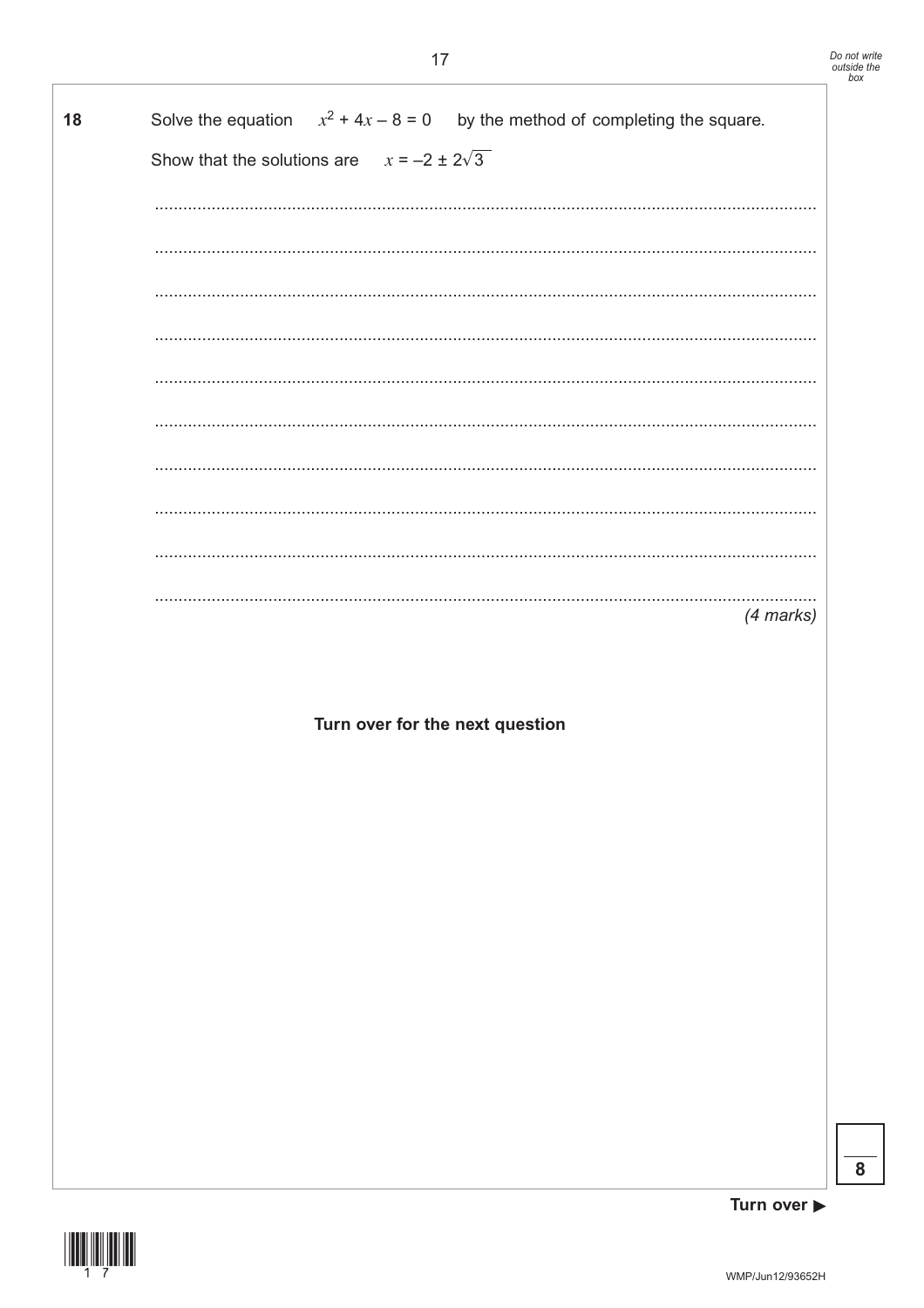**18** Solve the equation $x^2 + 4x - 8 = 0$ by the method of completing the square.

Show that the solutions are $x = -2 \pm 2\sqrt{3}$

*(4 marks)*

**Turn over for the next question**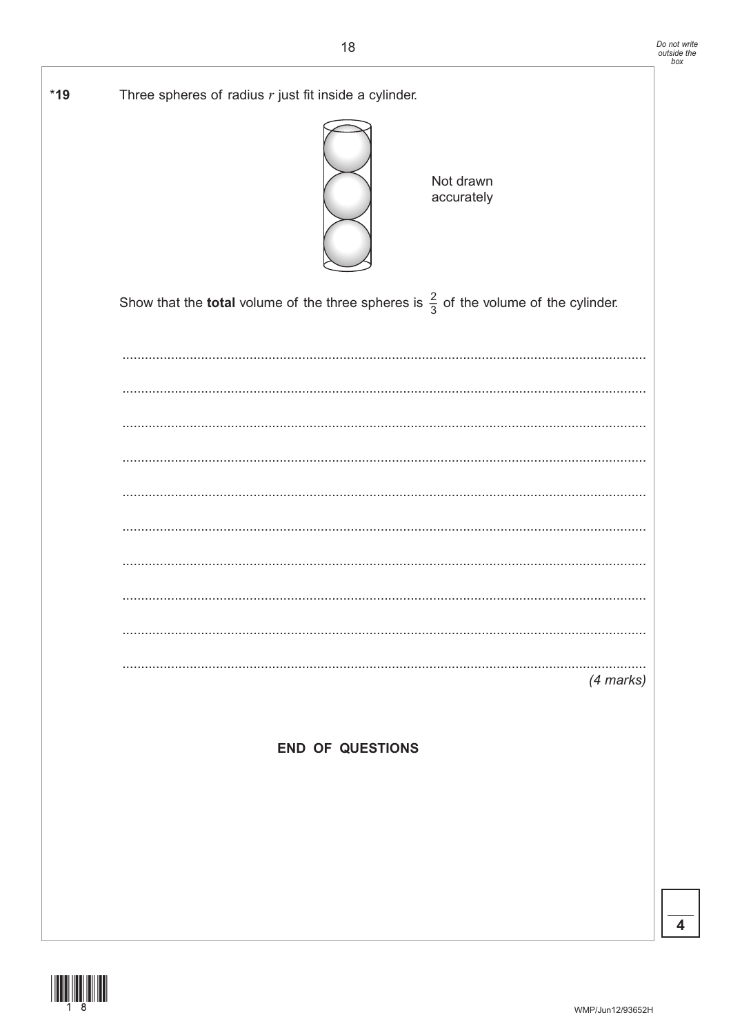*19 Three spheres of radius $r$ just fit inside a cylinder.

Not drawn accurately

Show that the **total** volume of the three spheres is $\frac{2}{3}$ of the volume of the cylinder.

*(4 marks)*

**END OF QUESTIONS**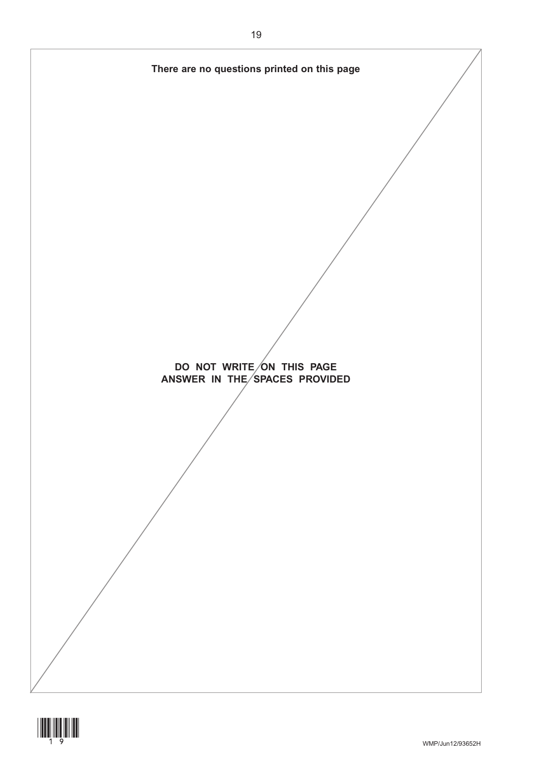**There are no questions printed on this page**

**DO NOT WRITE ON THIS PAGE**
**ANSWER IN THE SPACES PROVIDED**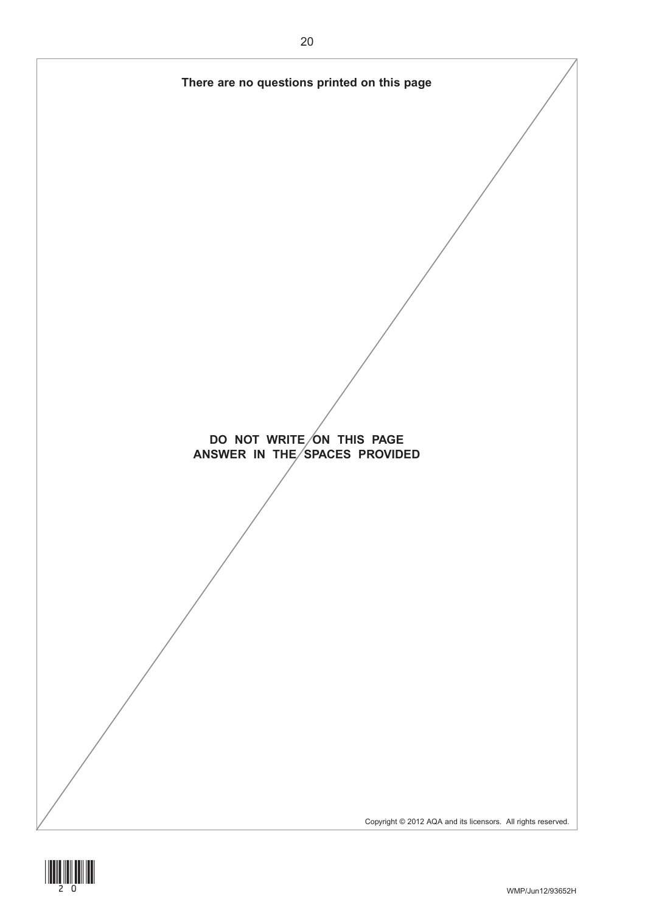**There are no questions printed on this page**

**DO NOT WRITE ON THIS PAGE**
**ANSWER IN THE SPACES PROVIDED**

Copyright © 2012 AQA and its licensors. All rights reserved.